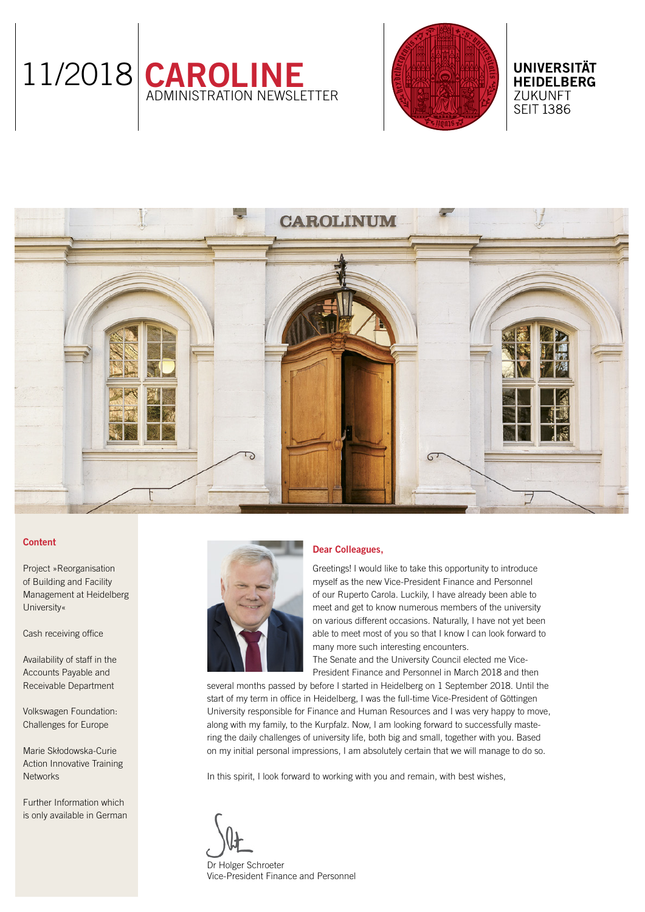# 11/2018 CAROLINE

ADMINISTRATION NEWSLETTER

UNIVERSITÄT HEIDELBERG
ZUKUNFT
SEIT 1386

## Content

Project »Reorganisation of Building and Facility Management at Heidelberg University«

Cash receiving office

Availability of staff in the Accounts Payable and Receivable Department

Volkswagen Foundation: Challenges for Europe

Marie Skłodowska-Curie Action Innovative Training Networks

Further Information which is only available in German

## Dear Colleagues,

Greetings! I would like to take this opportunity to introduce myself as the new Vice-President Finance and Personnel of our Ruperto Carola. Luckily, I have already been able to meet and get to know numerous members of the university on various different occasions. Naturally, I have not yet been able to meet most of you so that I know I can look forward to many more such interesting encounters.

The Senate and the University Council elected me Vice-President Finance and Personnel in March 2018 and then several months passed by before I started in Heidelberg on 1 September 2018. Until the start of my term in office in Heidelberg, I was the full-time Vice-President of Göttingen University responsible for Finance and Human Resources and I was very happy to move, along with my family, to the Kurpfalz. Now, I am looking forward to successfully mastering the daily challenges of university life, both big and small, together with you. Based on my initial personal impressions, I am absolutely certain that we will manage to do so.

In this spirit, I look forward to working with you and remain, with best wishes,

Dr Holger Schroeter
Vice-President Finance and Personnel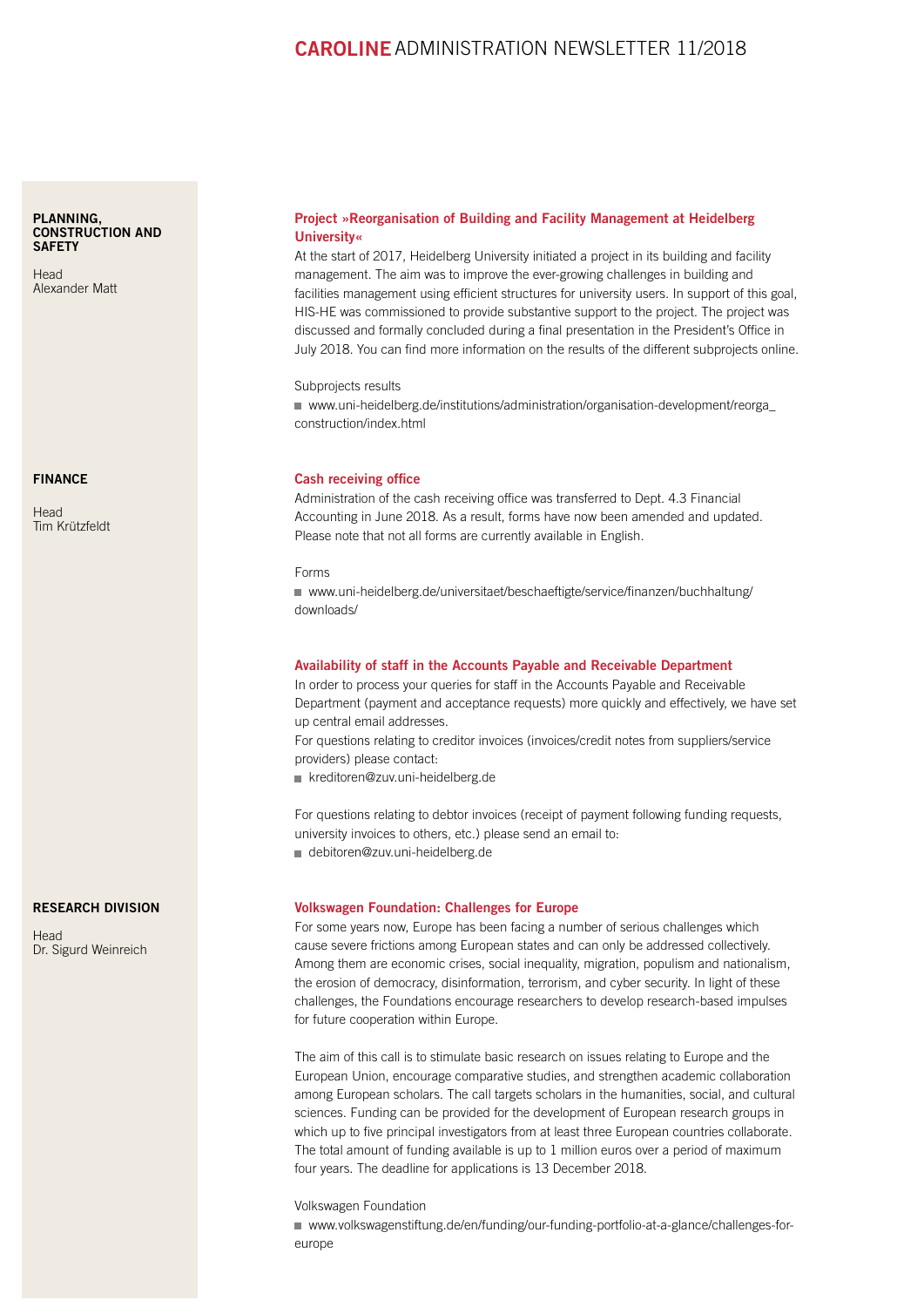## PLANNING, CONSTRUCTION AND SAFETY

Head
Alexander Matt

### Project »Reorganisation of Building and Facility Management at Heidelberg University«

At the start of 2017, Heidelberg University initiated a project in its building and facility management. The aim was to improve the ever-growing challenges in building and facilities management using efficient structures for university users. In support of this goal, HIS-HE was commissioned to provide substantive support to the project. The project was discussed and formally concluded during a final presentation in the President's Office in July 2018. You can find more information on the results of the different subprojects online.

Subprojects results

- www.uni-heidelberg.de/institutions/administration/organisation-development/reorga_construction/index.html

## FINANCE

Head
Tim Krützfeldt

### Cash receiving office

Administration of the cash receiving office was transferred to Dept. 4.3 Financial Accounting in June 2018. As a result, forms have now been amended and updated. Please note that not all forms are currently available in English.

Forms

- www.uni-heidelberg.de/universitaet/beschaeftigte/service/finanzen/buchhaltung/downloads/

### Availability of staff in the Accounts Payable and Receivable Department

In order to process your queries for staff in the Accounts Payable and Receivable Department (payment and acceptance requests) more quickly and effectively, we have set up central email addresses.
For questions relating to creditor invoices (invoices/credit notes from suppliers/service providers) please contact:

- kreditoren@zuv.uni-heidelberg.de

For questions relating to debtor invoices (receipt of payment following funding requests, university invoices to others, etc.) please send an email to:

- debitoren@zuv.uni-heidelberg.de

## RESEARCH DIVISION

Head
Dr. Sigurd Weinreich

### Volkswagen Foundation: Challenges for Europe

For some years now, Europe has been facing a number of serious challenges which cause severe frictions among European states and can only be addressed collectively. Among them are economic crises, social inequality, migration, populism and nationalism, the erosion of democracy, disinformation, terrorism, and cyber security. In light of these challenges, the Foundations encourage researchers to develop research-based impulses for future cooperation within Europe.

The aim of this call is to stimulate basic research on issues relating to Europe and the European Union, encourage comparative studies, and strengthen academic collaboration among European scholars. The call targets scholars in the humanities, social, and cultural sciences. Funding can be provided for the development of European research groups in which up to five principal investigators from at least three European countries collaborate. The total amount of funding available is up to 1 million euros over a period of maximum four years. The deadline for applications is 13 December 2018.

Volkswagen Foundation

- www.volkswagenstiftung.de/en/funding/our-funding-portfolio-at-a-glance/challenges-for-europe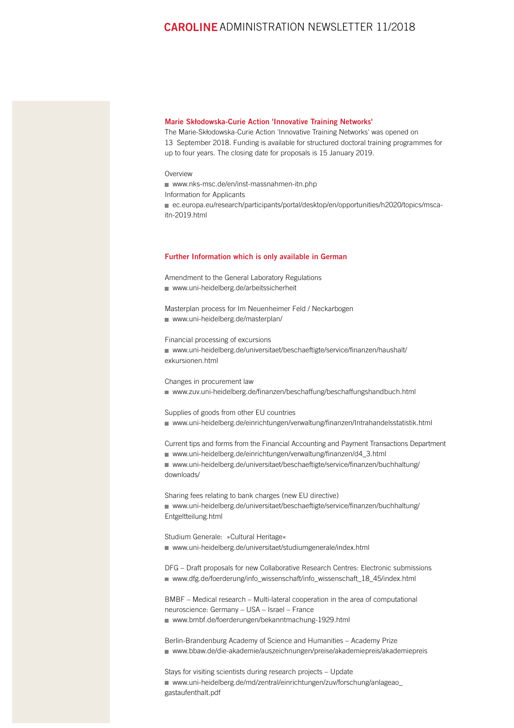## Marie Skłodowska-Curie Action 'Innovative Training Networks'

The Marie-Skłodowska-Curie Action 'Innovative Training Networks' was opened on 13 September 2018. Funding is available for structured doctoral training programmes for up to four years. The closing date for proposals is 15 January 2019.

Overview

- www.nks-msc.de/en/inst-massnahmen-itn.php

Information for Applicants

- ec.europa.eu/research/participants/portal/desktop/en/opportunities/h2020/topics/msca-itn-2019.html

## Further Information which is only available in German

Amendment to the General Laboratory Regulations

- www.uni-heidelberg.de/arbeitssicherheit

Masterplan process for Im Neuenheimer Feld / Neckarbogen

- www.uni-heidelberg.de/masterplan/

Financial processing of excursions

- www.uni-heidelberg.de/universitaet/beschaeftigte/service/finanzen/haushalt/exkursionen.html

Changes in procurement law

- www.zuv.uni-heidelberg.de/finanzen/beschaffung/beschaffungshandbuch.html

Supplies of goods from other EU countries

- www.uni-heidelberg.de/einrichtungen/verwaltung/finanzen/Intrahandelsstatistik.html

Current tips and forms from the Financial Accounting and Payment Transactions Department

- www.uni-heidelberg.de/einrichtungen/verwaltung/finanzen/d4_3.html
- www.uni-heidelberg.de/universitaet/beschaeftigte/service/finanzen/buchhaltung/downloads/

Sharing fees relating to bank charges (new EU directive)

- www.uni-heidelberg.de/universitaet/beschaeftigte/service/finanzen/buchhaltung/Entgeltteilung.html

Studium Generale: »Cultural Heritage«

- www.uni-heidelberg.de/universitaet/studiumgenerale/index.html

DFG – Draft proposals for new Collaborative Research Centres: Electronic submissions

- www.dfg.de/foerderung/info_wissenschaft/info_wissenschaft_18_45/index.html

BMBF – Medical research – Multi-lateral cooperation in the area of computational neuroscience: Germany – USA – Israel – France

- www.bmbf.de/foerderungen/bekanntmachung-1929.html

Berlin-Brandenburg Academy of Science and Humanities – Academy Prize

- www.bbaw.de/die-akademie/auszeichnungen/preise/akademiepreis/akademiepreis

Stays for visiting scientists during research projects – Update

- www.uni-heidelberg.de/md/zentral/einrichtungen/zuv/forschung/anlageao_gastaufenthalt.pdf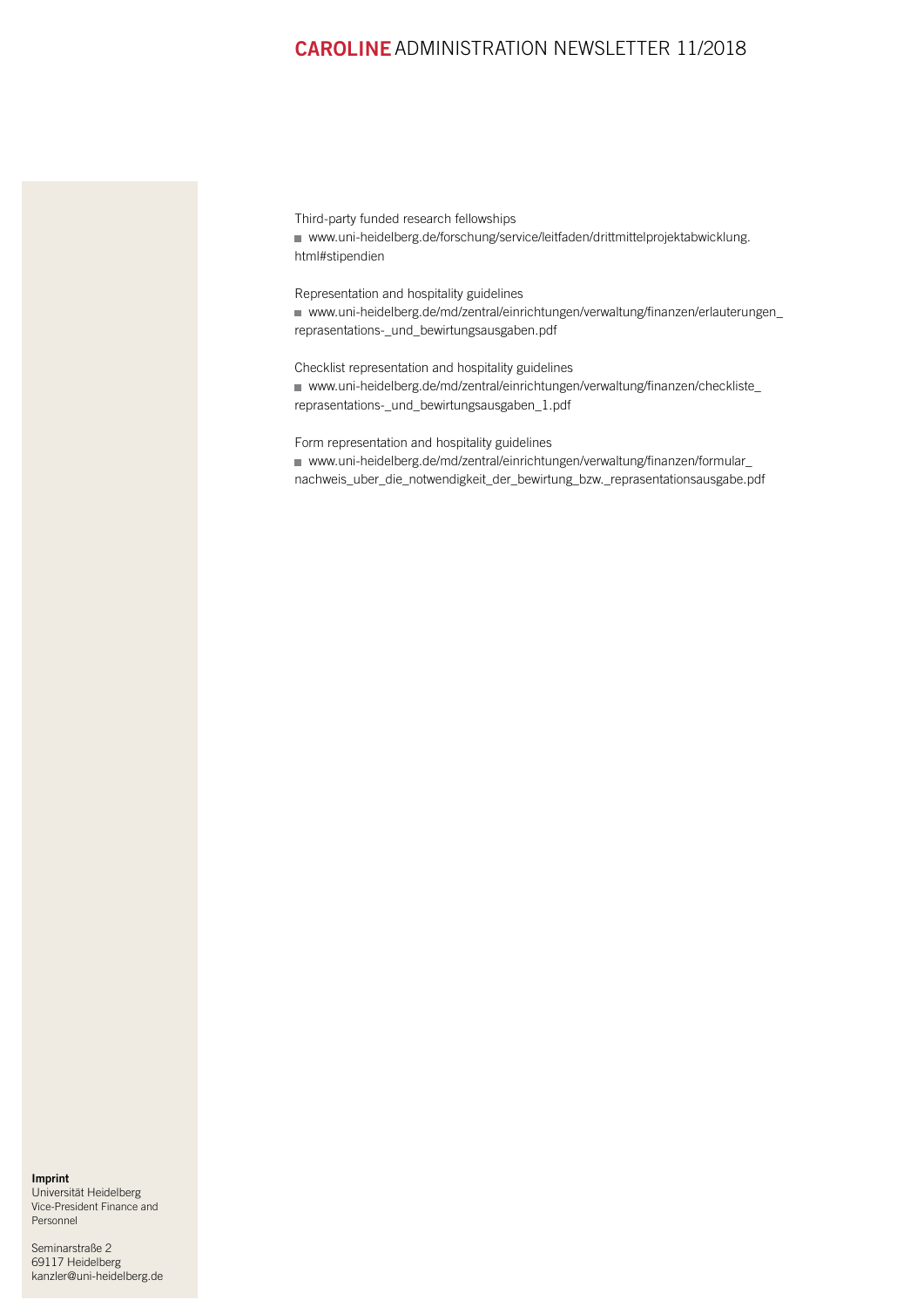Third-party funded research fellowships

- www.uni-heidelberg.de/forschung/service/leitfaden/drittmittelprojektabwicklung.html#stipendien

Representation and hospitality guidelines

- www.uni-heidelberg.de/md/zentral/einrichtungen/verwaltung/finanzen/erlauterungen_reprasentations-_und_bewirtungsausgaben.pdf

Checklist representation and hospitality guidelines

- www.uni-heidelberg.de/md/zentral/einrichtungen/verwaltung/finanzen/checkliste_reprasentations-_und_bewirtungsausgaben_1.pdf

Form representation and hospitality guidelines

- www.uni-heidelberg.de/md/zentral/einrichtungen/verwaltung/finanzen/formular_nachweis_uber_die_notwendigkeit_der_bewirtung_bzw._reprasentationsausgabe.pdf

**Imprint**
Universität Heidelberg
Vice-President Finance and Personnel

Seminarstraße 2
69117 Heidelberg
kanzler@uni-heidelberg.de